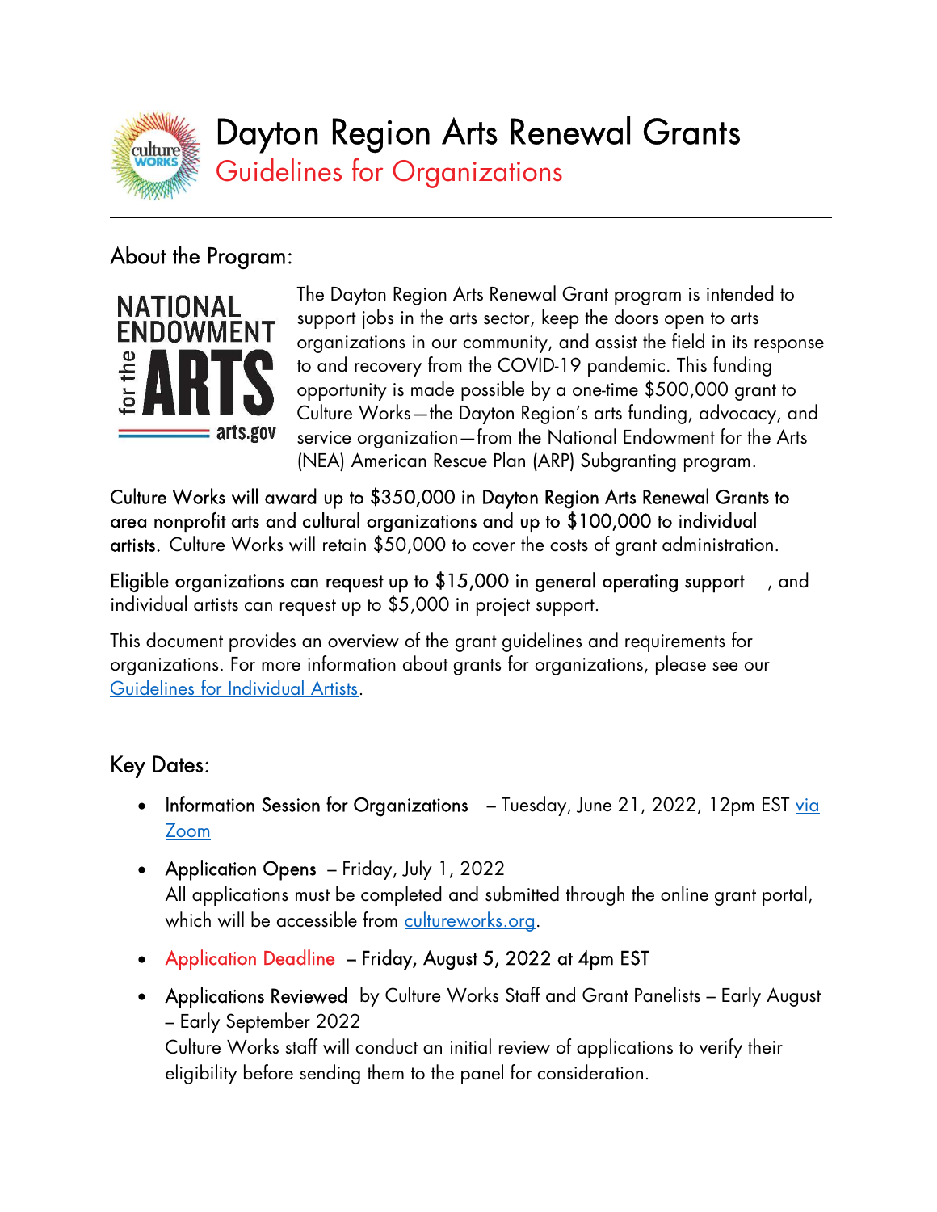# Dayton Region Arts Renewal Grants

## Guidelines for Organizations

## About the Program:

The Dayton Region Arts Renewal Grant program is intended to support jobs in the arts sector, keep the doors open to arts organizations in our community, and assist the field in its response to and recovery from the COVID-19 pandemic. This funding opportunity is made possible by a one-time $500,000 grant to Culture Works—the Dayton Region's arts funding, advocacy, and service organization—from the National Endowment for the Arts (NEA) American Rescue Plan (ARP) Subgranting program.

Culture Works will award up to $350,000 in Dayton Region Arts Renewal Grants to area nonprofit arts and cultural organizations and up to $100,000 to individual artists. Culture Works will retain $50,000 to cover the costs of grant administration.

Eligible organizations can request up to $15,000 in general operating support, and individual artists can request up to $5,000 in project support.

This document provides an overview of the grant guidelines and requirements for organizations. For more information about grants for organizations, please see our [Guidelines for Individual Artists](#).

## Key Dates:

- Information Session for Organizations – Tuesday, June 21, 2022, 12pm EST [via Zoom](#)
- Application Opens – Friday, July 1, 2022
  All applications must be completed and submitted through the online grant portal, which will be accessible from [cultureworks.org](#).
- Application Deadline – **Friday, August 5, 2022 at 4pm EST**
- Applications Reviewed by Culture Works Staff and Grant Panelists – Early August – Early September 2022
  Culture Works staff will conduct an initial review of applications to verify their eligibility before sending them to the panel for consideration.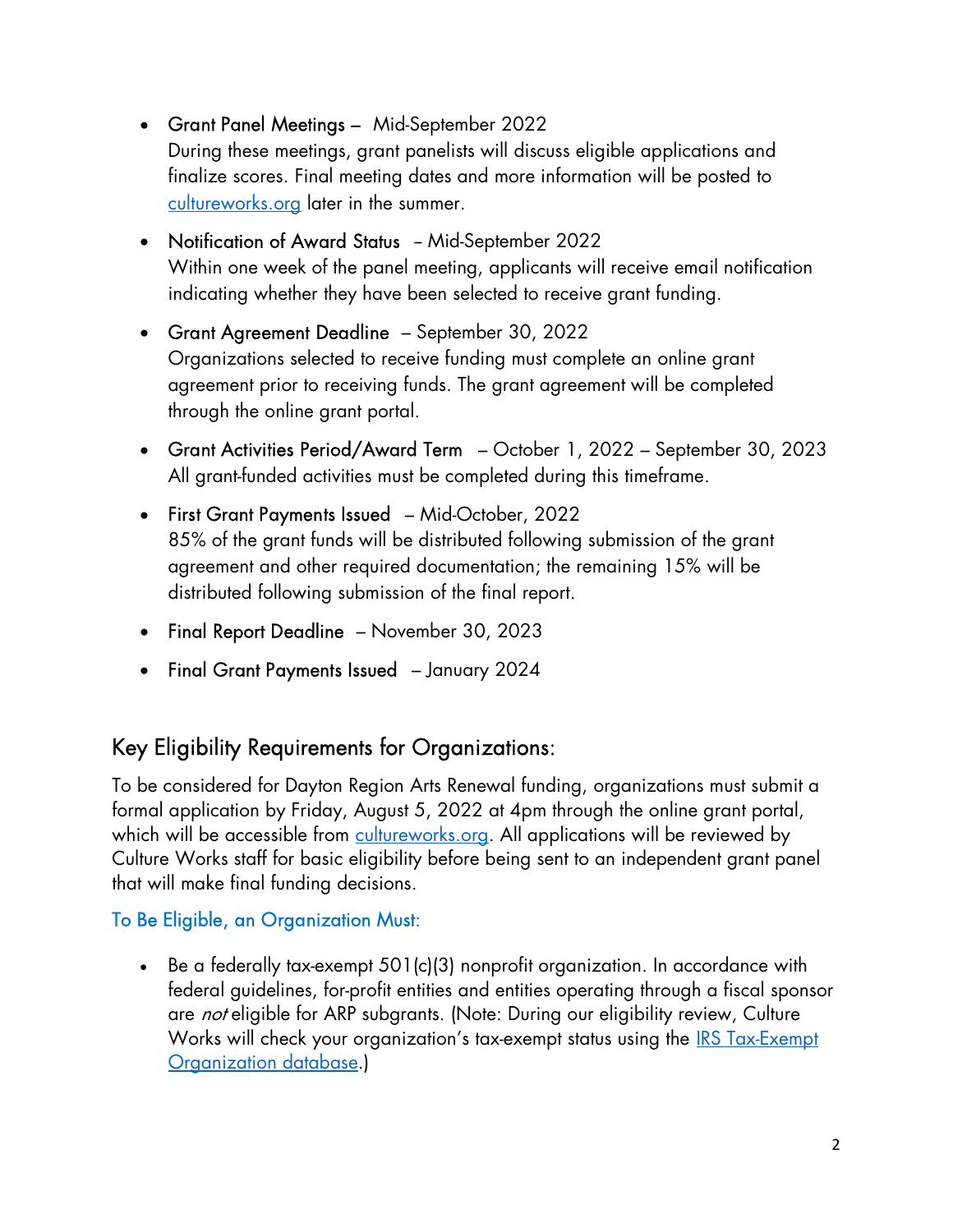- Grant Panel Meetings – Mid-September 2022
  During these meetings, grant panelists will discuss eligible applications and finalize scores. Final meeting dates and more information will be posted to [cultureworks.org](cultureworks.org) later in the summer.

- Notification of Award Status – Mid-September 2022
  Within one week of the panel meeting, applicants will receive email notification indicating whether they have been selected to receive grant funding.

- Grant Agreement Deadline – September 30, 2022
  Organizations selected to receive funding must complete an online grant agreement prior to receiving funds. The grant agreement will be completed through the online grant portal.

- Grant Activities Period/Award Term – October 1, 2022 – September 30, 2023
  All grant-funded activities must be completed during this timeframe.

- First Grant Payments Issued – Mid-October, 2022
  85% of the grant funds will be distributed following submission of the grant agreement and other required documentation; the remaining 15% will be distributed following submission of the final report.

- Final Report Deadline – November 30, 2023

- Final Grant Payments Issued – January 2024

## Key Eligibility Requirements for Organizations:

To be considered for Dayton Region Arts Renewal funding, organizations must submit a formal application by Friday, August 5, 2022 at 4pm through the online grant portal, which will be accessible from [cultureworks.org](cultureworks.org). All applications will be reviewed by Culture Works staff for basic eligibility before being sent to an independent grant panel that will make final funding decisions.

### To Be Eligible, an Organization Must:

- Be a federally tax-exempt 501(c)(3) nonprofit organization. In accordance with federal guidelines, for-profit entities and entities operating through a fiscal sponsor are *not* eligible for ARP subgrants. (Note: During our eligibility review, Culture Works will check your organization's tax-exempt status using the IRS Tax-Exempt Organization database.)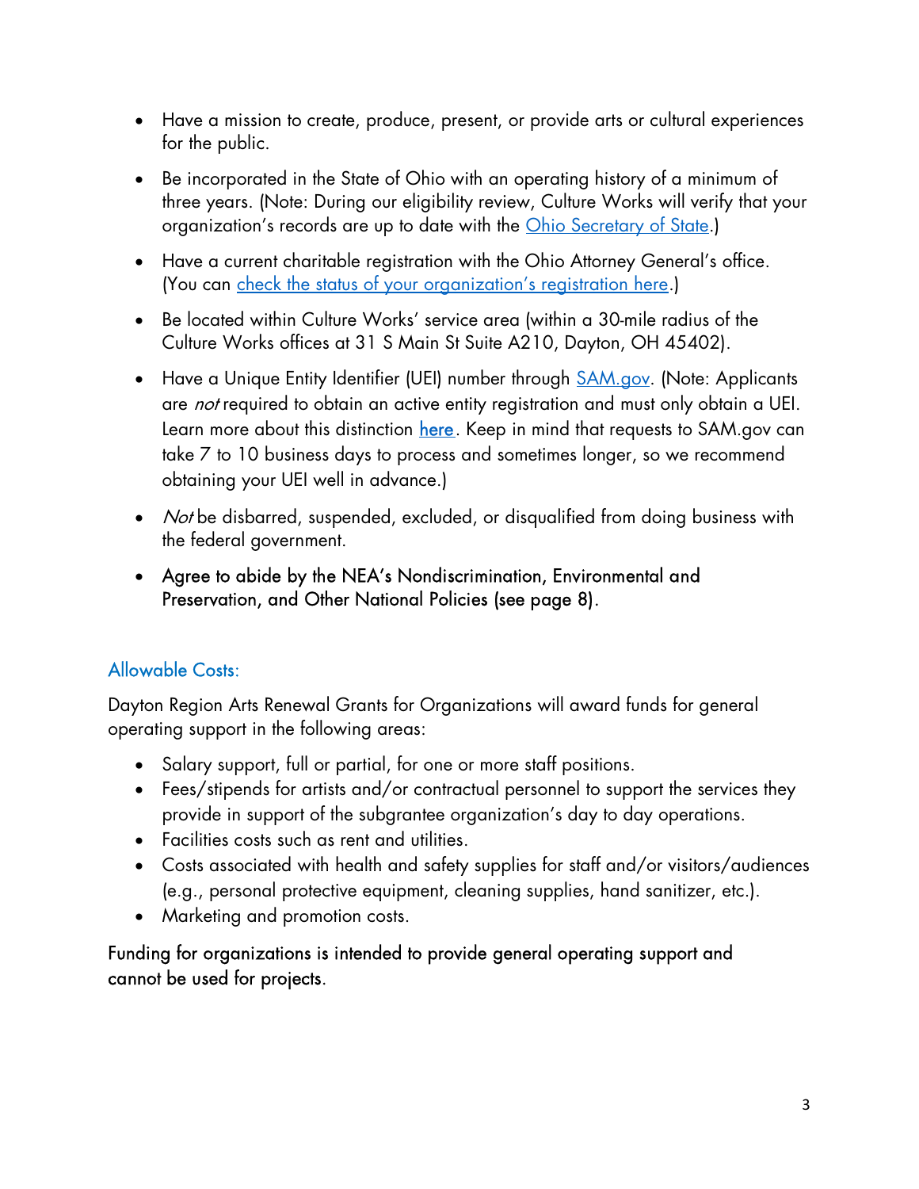- Have a mission to create, produce, present, or provide arts or cultural experiences for the public.
- Be incorporated in the State of Ohio with an operating history of a minimum of three years. (Note: During our eligibility review, Culture Works will verify that your organization's records are up to date with the Ohio Secretary of State.)
- Have a current charitable registration with the Ohio Attorney General's office. (You can check the status of your organization's registration here.)
- Be located within Culture Works' service area (within a 30-mile radius of the Culture Works offices at 31 S Main St Suite A210, Dayton, OH 45402).
- Have a Unique Entity Identifier (UEI) number through SAM.gov. (Note: Applicants are *not* required to obtain an active entity registration and must only obtain a UEI. Learn more about this distinction here. Keep in mind that requests to SAM.gov can take 7 to 10 business days to process and sometimes longer, so we recommend obtaining your UEI well in advance.)
- *Not* be disbarred, suspended, excluded, or disqualified from doing business with the federal government.
- Agree to abide by the NEA's Nondiscrimination, Environmental and Preservation, and Other National Policies (see page 8).

## Allowable Costs:

Dayton Region Arts Renewal Grants for Organizations will award funds for general operating support in the following areas:

- Salary support, full or partial, for one or more staff positions.
- Fees/stipends for artists and/or contractual personnel to support the services they provide in support of the subgrantee organization's day to day operations.
- Facilities costs such as rent and utilities.
- Costs associated with health and safety supplies for staff and/or visitors/audiences (e.g., personal protective equipment, cleaning supplies, hand sanitizer, etc.).
- Marketing and promotion costs.

Funding for organizations is intended to provide general operating support and cannot be used for projects.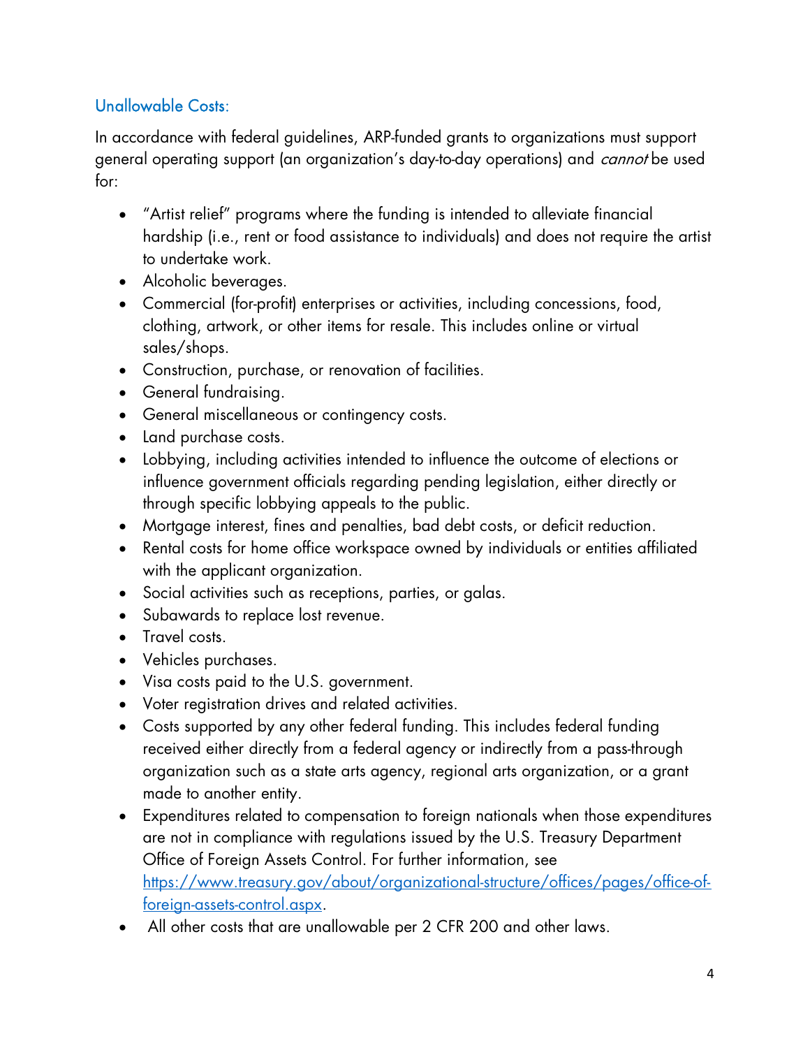### Unallowable Costs:

In accordance with federal guidelines, ARP-funded grants to organizations must support general operating support (an organization's day-to-day operations) and *cannot* be used for:

- "Artist relief" programs where the funding is intended to alleviate financial hardship (i.e., rent or food assistance to individuals) and does not require the artist to undertake work.
- Alcoholic beverages.
- Commercial (for-profit) enterprises or activities, including concessions, food, clothing, artwork, or other items for resale. This includes online or virtual sales/shops.
- Construction, purchase, or renovation of facilities.
- General fundraising.
- General miscellaneous or contingency costs.
- Land purchase costs.
- Lobbying, including activities intended to influence the outcome of elections or influence government officials regarding pending legislation, either directly or through specific lobbying appeals to the public.
- Mortgage interest, fines and penalties, bad debt costs, or deficit reduction.
- Rental costs for home office workspace owned by individuals or entities affiliated with the applicant organization.
- Social activities such as receptions, parties, or galas.
- Subawards to replace lost revenue.
- Travel costs.
- Vehicles purchases.
- Visa costs paid to the U.S. government.
- Voter registration drives and related activities.
- Costs supported by any other federal funding. This includes federal funding received either directly from a federal agency or indirectly from a pass-through organization such as a state arts agency, regional arts organization, or a grant made to another entity.
- Expenditures related to compensation to foreign nationals when those expenditures are not in compliance with regulations issued by the U.S. Treasury Department Office of Foreign Assets Control. For further information, see [https://www.treasury.gov/about/organizational-structure/offices/pages/office-of-foreign-assets-control.aspx](https://www.treasury.gov/about/organizational-structure/offices/pages/office-of-foreign-assets-control.aspx).
- All other costs that are unallowable per 2 CFR 200 and other laws.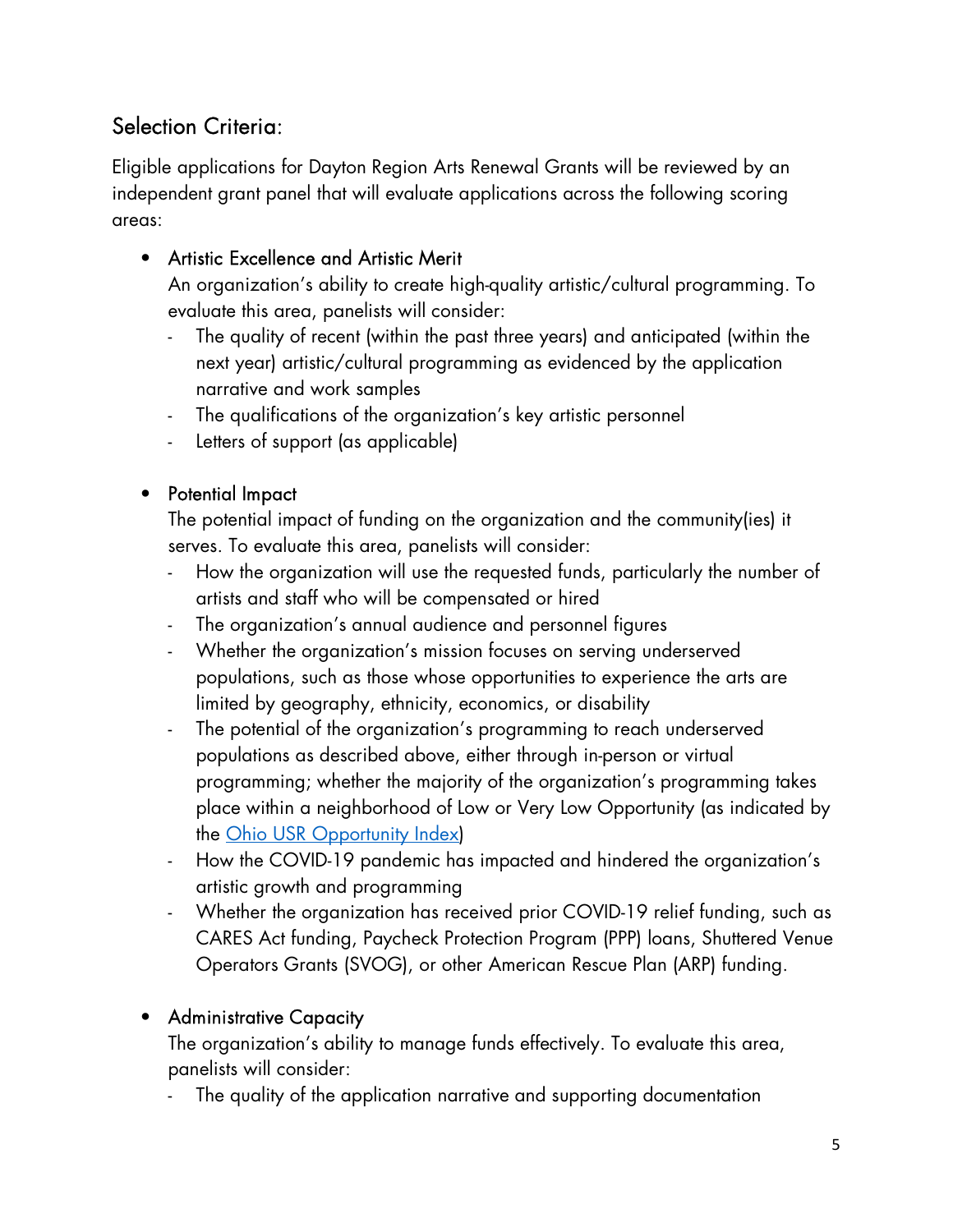## Selection Criteria:

Eligible applications for Dayton Region Arts Renewal Grants will be reviewed by an independent grant panel that will evaluate applications across the following scoring areas:

- Artistic Excellence and Artistic Merit
  An organization's ability to create high-quality artistic/cultural programming. To evaluate this area, panelists will consider:
  - The quality of recent (within the past three years) and anticipated (within the next year) artistic/cultural programming as evidenced by the application narrative and work samples
  - The qualifications of the organization's key artistic personnel
  - Letters of support (as applicable)

- Potential Impact
  The potential impact of funding on the organization and the community(ies) it serves. To evaluate this area, panelists will consider:
  - How the organization will use the requested funds, particularly the number of artists and staff who will be compensated or hired
  - The organization's annual audience and personnel figures
  - Whether the organization's mission focuses on serving underserved populations, such as those whose opportunities to experience the arts are limited by geography, ethnicity, economics, or disability
  - The potential of the organization's programming to reach underserved populations as described above, either through in-person or virtual programming; whether the majority of the organization's programming takes place within a neighborhood of Low or Very Low Opportunity (as indicated by the Ohio USR Opportunity Index)
  - How the COVID-19 pandemic has impacted and hindered the organization's artistic growth and programming
  - Whether the organization has received prior COVID-19 relief funding, such as CARES Act funding, Paycheck Protection Program (PPP) loans, Shuttered Venue Operators Grants (SVOG), or other American Rescue Plan (ARP) funding.

- Administrative Capacity
  The organization's ability to manage funds effectively. To evaluate this area, panelists will consider:
  - The quality of the application narrative and supporting documentation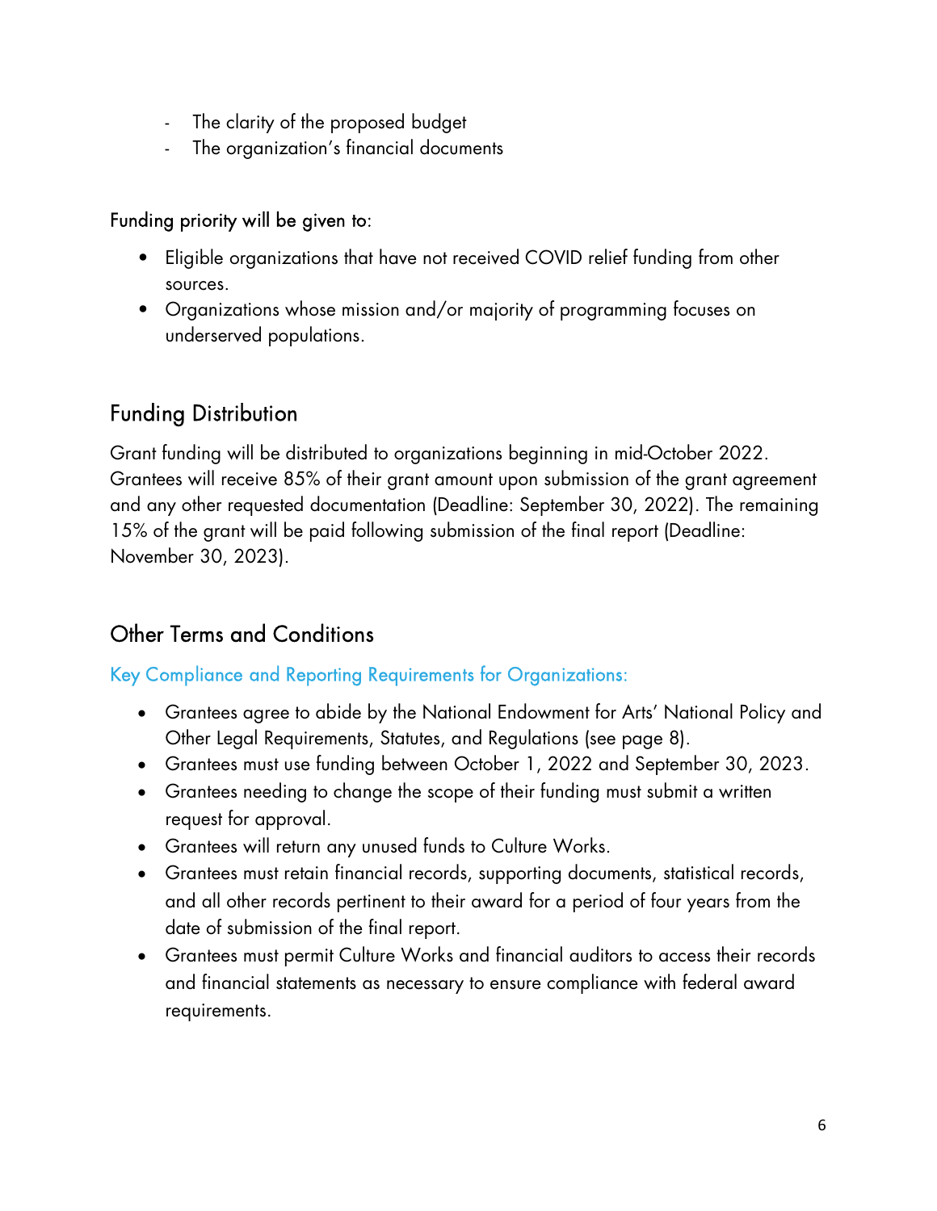- The clarity of the proposed budget
- The organization's financial documents

Funding priority will be given to:

- Eligible organizations that have not received COVID relief funding from other sources.
- Organizations whose mission and/or majority of programming focuses on underserved populations.

## Funding Distribution

Grant funding will be distributed to organizations beginning in mid-October 2022. Grantees will receive 85% of their grant amount upon submission of the grant agreement and any other requested documentation (Deadline: September 30, 2022). The remaining 15% of the grant will be paid following submission of the final report (Deadline: November 30, 2023).

## Other Terms and Conditions

### Key Compliance and Reporting Requirements for Organizations:

- Grantees agree to abide by the National Endowment for Arts' National Policy and Other Legal Requirements, Statutes, and Regulations (see page 8).
- Grantees must use funding between October 1, 2022 and September 30, 2023.
- Grantees needing to change the scope of their funding must submit a written request for approval.
- Grantees will return any unused funds to Culture Works.
- Grantees must retain financial records, supporting documents, statistical records, and all other records pertinent to their award for a period of four years from the date of submission of the final report.
- Grantees must permit Culture Works and financial auditors to access their records and financial statements as necessary to ensure compliance with federal award requirements.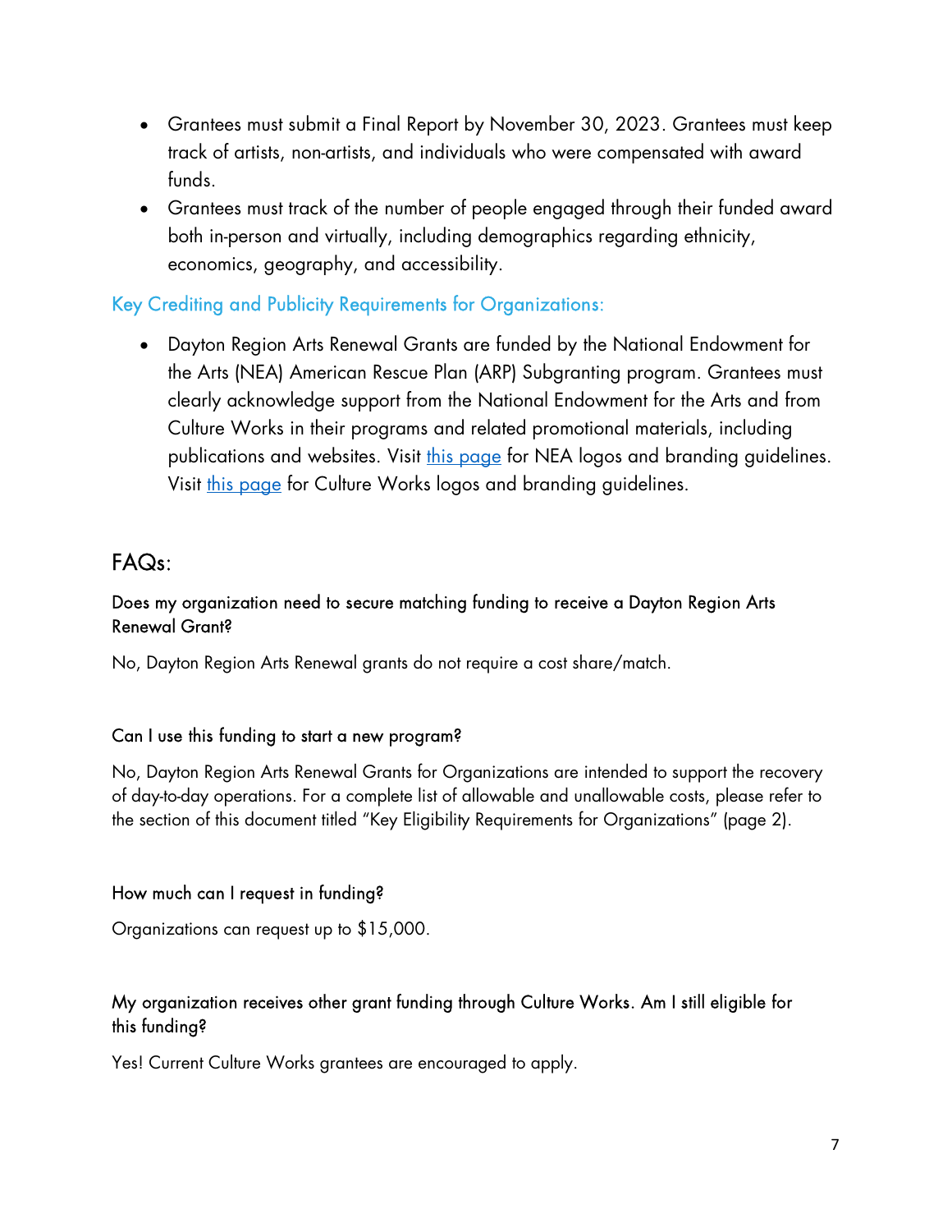- Grantees must submit a Final Report by November 30, 2023. Grantees must keep track of artists, non-artists, and individuals who were compensated with award funds.
- Grantees must track of the number of people engaged through their funded award both in-person and virtually, including demographics regarding ethnicity, economics, geography, and accessibility.

### Key Crediting and Publicity Requirements for Organizations:

- Dayton Region Arts Renewal Grants are funded by the National Endowment for the Arts (NEA) American Rescue Plan (ARP) Subgranting program. Grantees must clearly acknowledge support from the National Endowment for the Arts and from Culture Works in their programs and related promotional materials, including publications and websites. Visit this page for NEA logos and branding guidelines. Visit this page for Culture Works logos and branding guidelines.

## FAQs:

#### Does my organization need to secure matching funding to receive a Dayton Region Arts Renewal Grant?

No, Dayton Region Arts Renewal grants do not require a cost share/match.

#### Can I use this funding to start a new program?

No, Dayton Region Arts Renewal Grants for Organizations are intended to support the recovery of day-to-day operations. For a complete list of allowable and unallowable costs, please refer to the section of this document titled "Key Eligibility Requirements for Organizations" (page 2).

#### How much can I request in funding?

Organizations can request up to $15,000.

#### My organization receives other grant funding through Culture Works. Am I still eligible for this funding?

Yes! Current Culture Works grantees are encouraged to apply.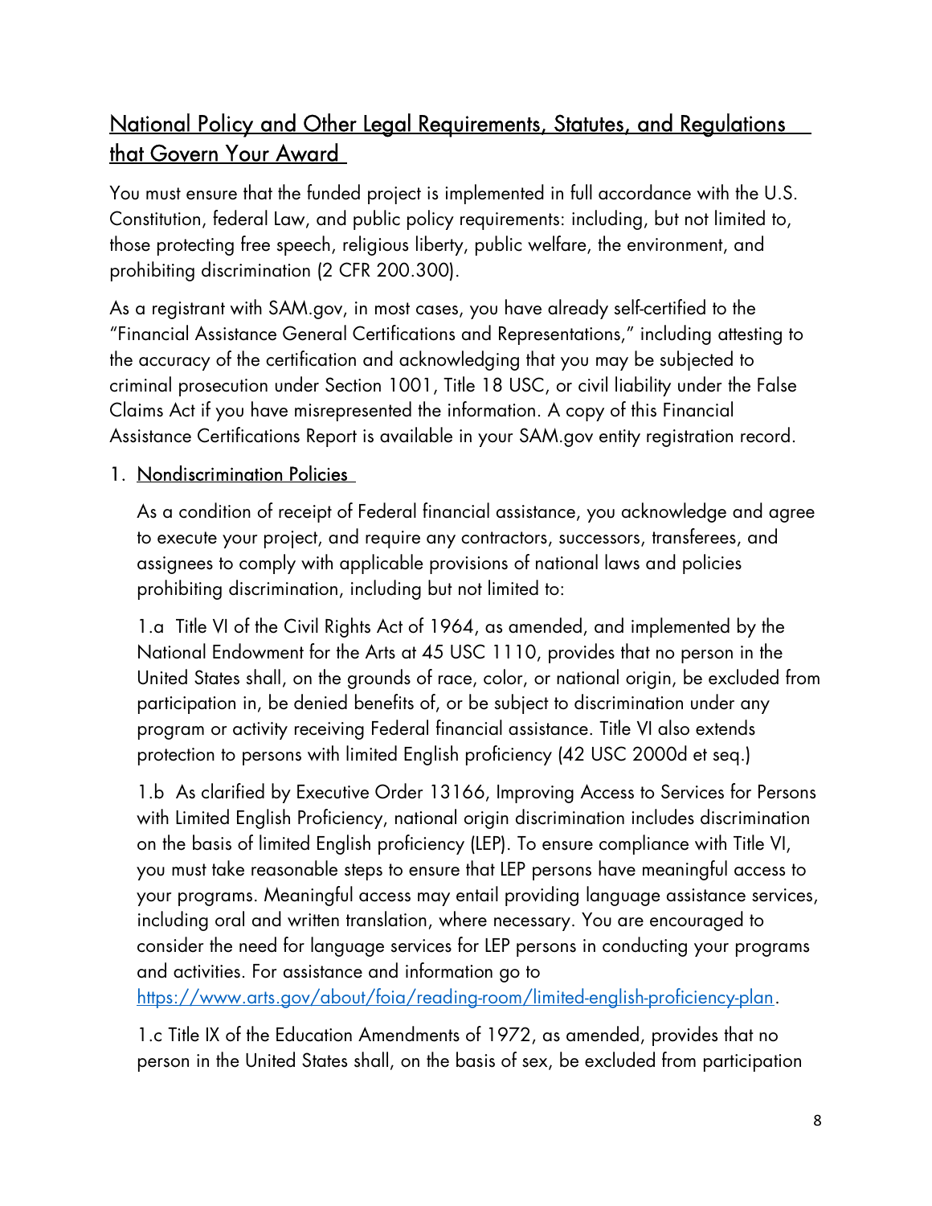## National Policy and Other Legal Requirements, Statutes, and Regulations that Govern Your Award

You must ensure that the funded project is implemented in full accordance with the U.S. Constitution, federal Law, and public policy requirements: including, but not limited to, those protecting free speech, religious liberty, public welfare, the environment, and prohibiting discrimination (2 CFR 200.300).

As a registrant with SAM.gov, in most cases, you have already self-certified to the "Financial Assistance General Certifications and Representations," including attesting to the accuracy of the certification and acknowledging that you may be subjected to criminal prosecution under Section 1001, Title 18 USC, or civil liability under the False Claims Act if you have misrepresented the information. A copy of this Financial Assistance Certifications Report is available in your SAM.gov entity registration record.

1. Nondiscrimination Policies

   As a condition of receipt of Federal financial assistance, you acknowledge and agree to execute your project, and require any contractors, successors, transferees, and assignees to comply with applicable provisions of national laws and policies prohibiting discrimination, including but not limited to:

   1.a Title VI of the Civil Rights Act of 1964, as amended, and implemented by the National Endowment for the Arts at 45 USC 1110, provides that no person in the United States shall, on the grounds of race, color, or national origin, be excluded from participation in, be denied benefits of, or be subject to discrimination under any program or activity receiving Federal financial assistance. Title VI also extends protection to persons with limited English proficiency (42 USC 2000d et seq.)

   1.b As clarified by Executive Order 13166, Improving Access to Services for Persons with Limited English Proficiency, national origin discrimination includes discrimination on the basis of limited English proficiency (LEP). To ensure compliance with Title VI, you must take reasonable steps to ensure that LEP persons have meaningful access to your programs. Meaningful access may entail providing language assistance services, including oral and written translation, where necessary. You are encouraged to consider the need for language services for LEP persons in conducting your programs and activities. For assistance and information go to https://www.arts.gov/about/foia/reading-room/limited-english-proficiency-plan.

   1.c Title IX of the Education Amendments of 1972, as amended, provides that no person in the United States shall, on the basis of sex, be excluded from participation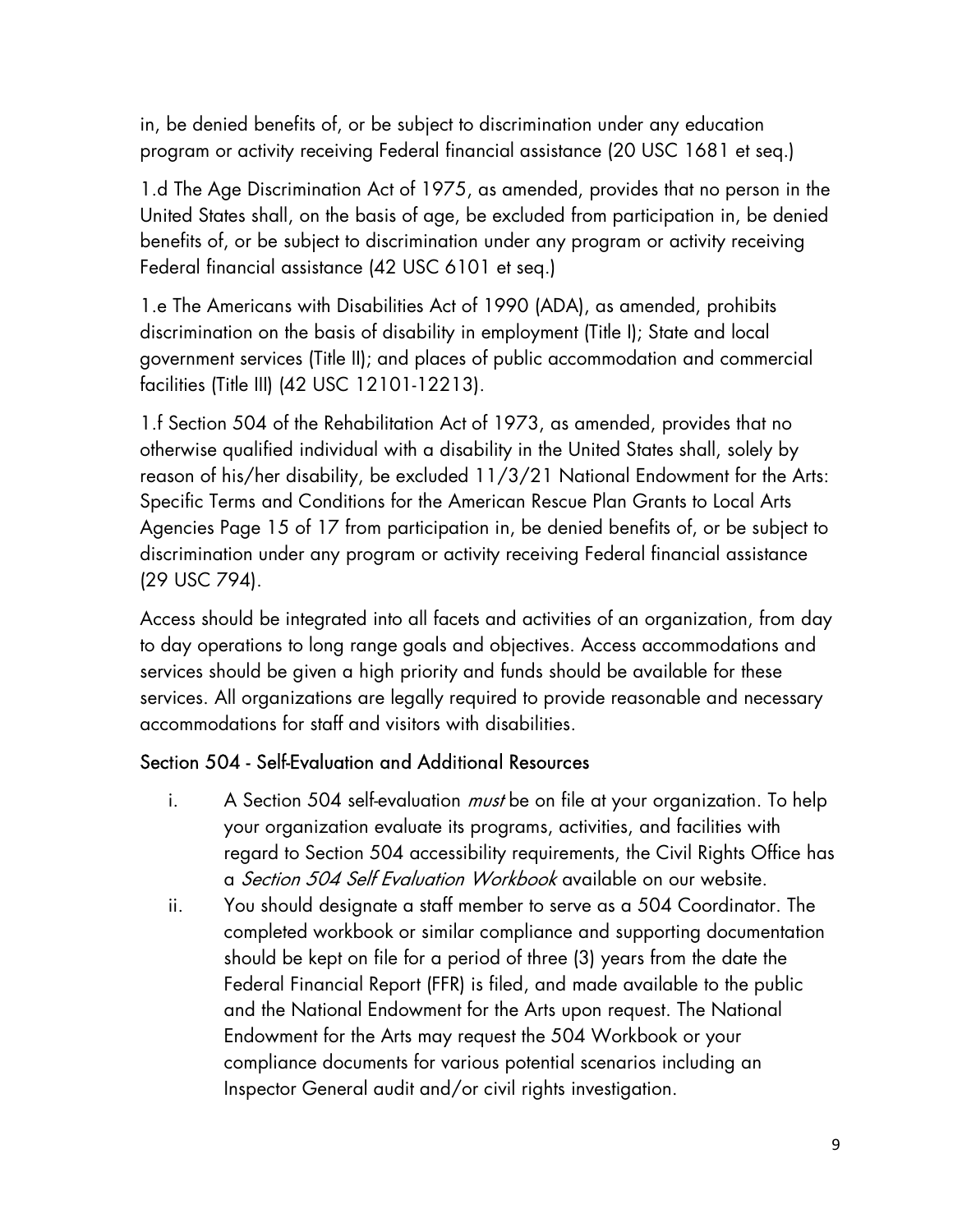in, be denied benefits of, or be subject to discrimination under any education program or activity receiving Federal financial assistance (20 USC 1681 et seq.)

1.d The Age Discrimination Act of 1975, as amended, provides that no person in the United States shall, on the basis of age, be excluded from participation in, be denied benefits of, or be subject to discrimination under any program or activity receiving Federal financial assistance (42 USC 6101 et seq.)

1.e The Americans with Disabilities Act of 1990 (ADA), as amended, prohibits discrimination on the basis of disability in employment (Title I); State and local government services (Title II); and places of public accommodation and commercial facilities (Title III) (42 USC 12101-12213).

1.f Section 504 of the Rehabilitation Act of 1973, as amended, provides that no otherwise qualified individual with a disability in the United States shall, solely by reason of his/her disability, be excluded 11/3/21 National Endowment for the Arts: Specific Terms and Conditions for the American Rescue Plan Grants to Local Arts Agencies Page 15 of 17 from participation in, be denied benefits of, or be subject to discrimination under any program or activity receiving Federal financial assistance (29 USC 794).

Access should be integrated into all facets and activities of an organization, from day to day operations to long range goals and objectives. Access accommodations and services should be given a high priority and funds should be available for these services. All organizations are legally required to provide reasonable and necessary accommodations for staff and visitors with disabilities.

### Section 504 - Self-Evaluation and Additional Resources

i. A Section 504 self-evaluation *must* be on file at your organization. To help your organization evaluate its programs, activities, and facilities with regard to Section 504 accessibility requirements, the Civil Rights Office has a *Section 504 Self Evaluation Workbook* available on our website.

ii. You should designate a staff member to serve as a 504 Coordinator. The completed workbook or similar compliance and supporting documentation should be kept on file for a period of three (3) years from the date the Federal Financial Report (FFR) is filed, and made available to the public and the National Endowment for the Arts upon request. The National Endowment for the Arts may request the 504 Workbook or your compliance documents for various potential scenarios including an Inspector General audit and/or civil rights investigation.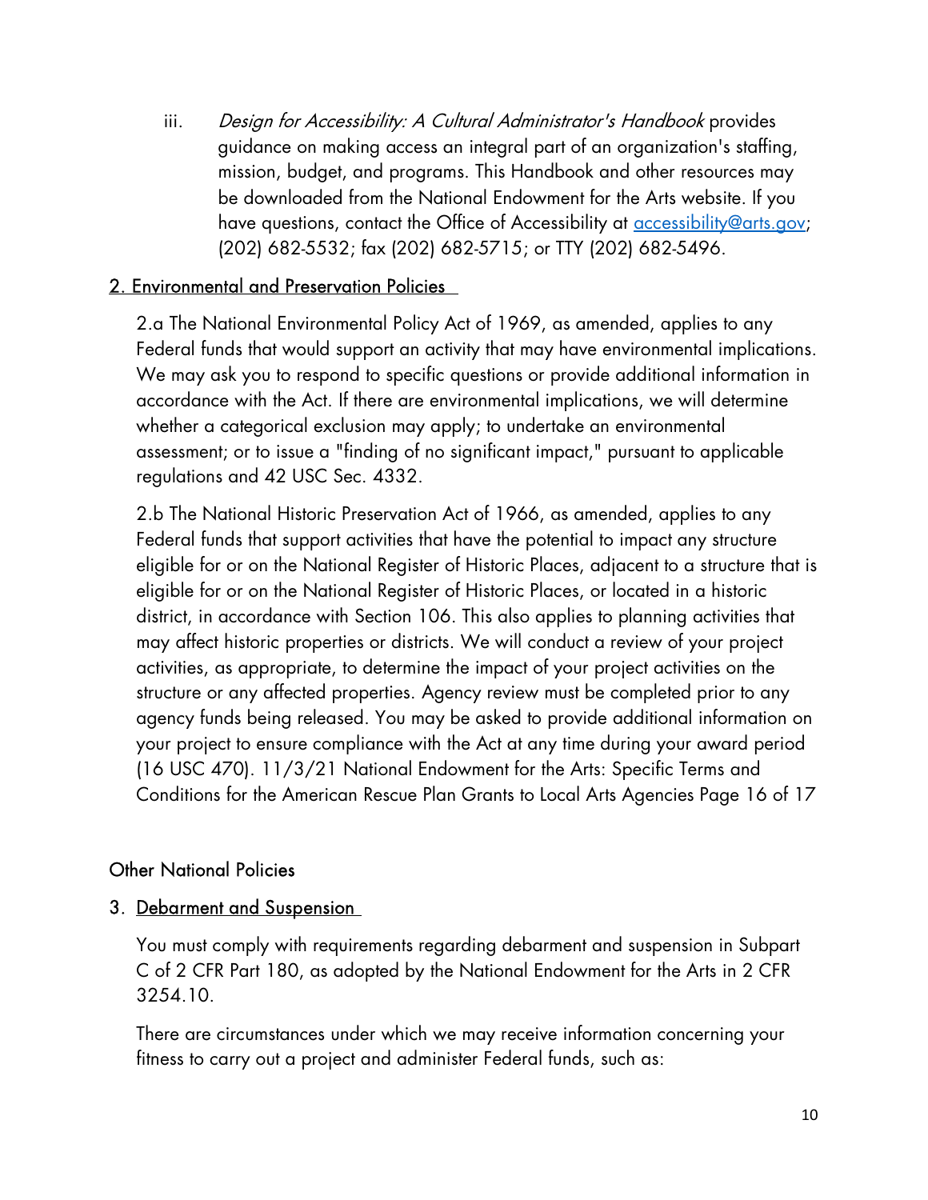iii. *Design for Accessibility: A Cultural Administrator's Handbook* provides guidance on making access an integral part of an organization's staffing, mission, budget, and programs. This Handbook and other resources may be downloaded from the National Endowment for the Arts website. If you have questions, contact the Office of Accessibility at [accessibility@arts.gov](mailto:accessibility@arts.gov); (202) 682-5532; fax (202) 682-5715; or TTY (202) 682-5496.

## 2. Environmental and Preservation Policies

2.a The National Environmental Policy Act of 1969, as amended, applies to any Federal funds that would support an activity that may have environmental implications. We may ask you to respond to specific questions or provide additional information in accordance with the Act. If there are environmental implications, we will determine whether a categorical exclusion may apply; to undertake an environmental assessment; or to issue a "finding of no significant impact," pursuant to applicable regulations and 42 USC Sec. 4332.

2.b The National Historic Preservation Act of 1966, as amended, applies to any Federal funds that support activities that have the potential to impact any structure eligible for or on the National Register of Historic Places, adjacent to a structure that is eligible for or on the National Register of Historic Places, or located in a historic district, in accordance with Section 106. This also applies to planning activities that may affect historic properties or districts. We will conduct a review of your project activities, as appropriate, to determine the impact of your project activities on the structure or any affected properties. Agency review must be completed prior to any agency funds being released. You may be asked to provide additional information on your project to ensure compliance with the Act at any time during your award period (16 USC 470). 11/3/21 National Endowment for the Arts: Specific Terms and Conditions for the American Rescue Plan Grants to Local Arts Agencies Page 16 of 17

## Other National Policies

## 3. Debarment and Suspension

You must comply with requirements regarding debarment and suspension in Subpart C of 2 CFR Part 180, as adopted by the National Endowment for the Arts in 2 CFR 3254.10.

There are circumstances under which we may receive information concerning your fitness to carry out a project and administer Federal funds, such as: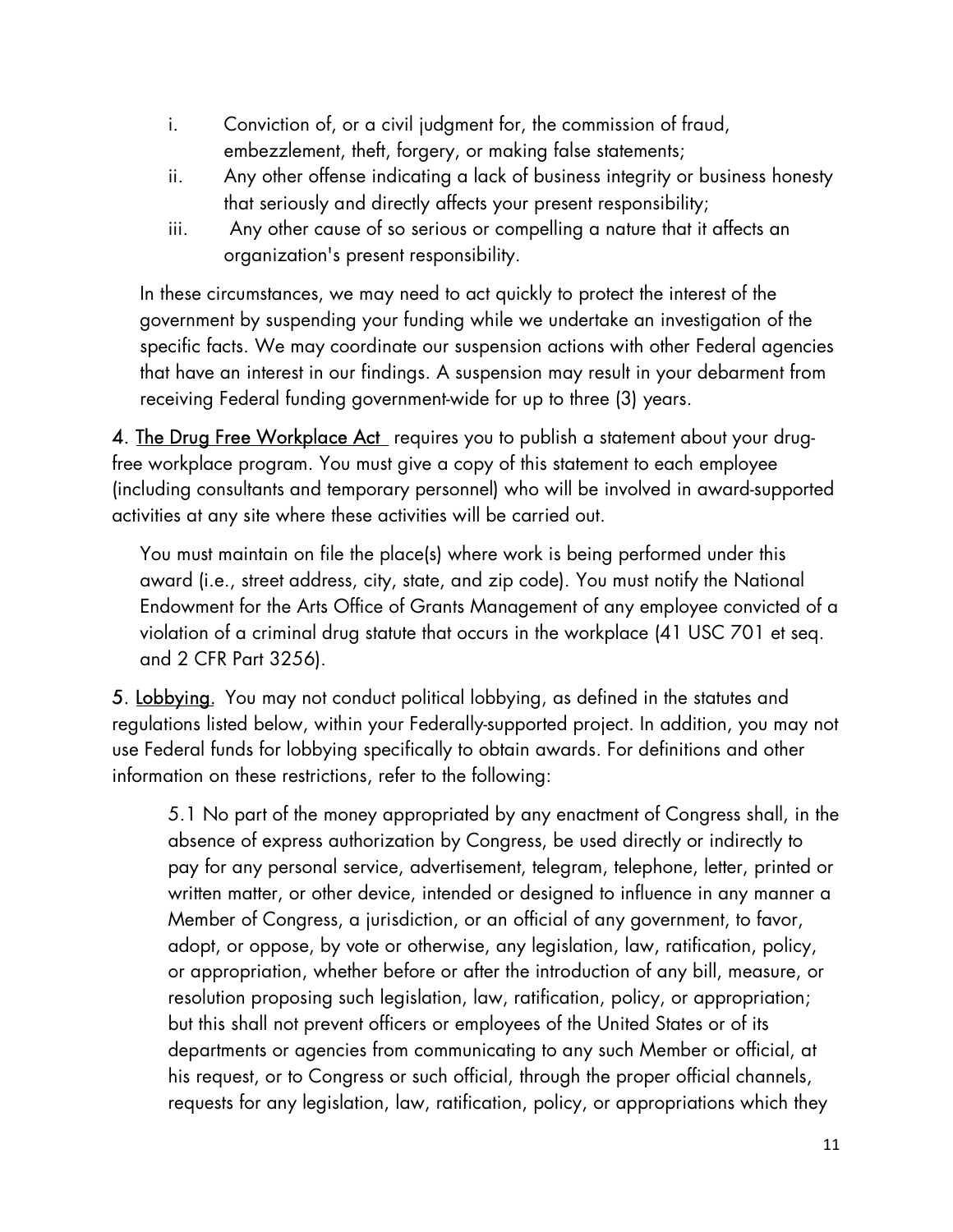i. Conviction of, or a civil judgment for, the commission of fraud, embezzlement, theft, forgery, or making false statements;
ii. Any other offense indicating a lack of business integrity or business honesty that seriously and directly affects your present responsibility;
iii. Any other cause of so serious or compelling a nature that it affects an organization's present responsibility.

In these circumstances, we may need to act quickly to protect the interest of the government by suspending your funding while we undertake an investigation of the specific facts. We may coordinate our suspension actions with other Federal agencies that have an interest in our findings. A suspension may result in your debarment from receiving Federal funding government-wide for up to three (3) years.

4. <u>The Drug Free Workplace Act</u> requires you to publish a statement about your drug-free workplace program. You must give a copy of this statement to each employee (including consultants and temporary personnel) who will be involved in award-supported activities at any site where these activities will be carried out.

You must maintain on file the place(s) where work is being performed under this award (i.e., street address, city, state, and zip code). You must notify the National Endowment for the Arts Office of Grants Management of any employee convicted of a violation of a criminal drug statute that occurs in the workplace (41 USC 701 et seq. and 2 CFR Part 3256).

5. <u>Lobbying</u>. You may not conduct political lobbying, as defined in the statutes and regulations listed below, within your Federally-supported project. In addition, you may not use Federal funds for lobbying specifically to obtain awards. For definitions and other information on these restrictions, refer to the following:

5.1 No part of the money appropriated by any enactment of Congress shall, in the absence of express authorization by Congress, be used directly or indirectly to pay for any personal service, advertisement, telegram, telephone, letter, printed or written matter, or other device, intended or designed to influence in any manner a Member of Congress, a jurisdiction, or an official of any government, to favor, adopt, or oppose, by vote or otherwise, any legislation, law, ratification, policy, or appropriation, whether before or after the introduction of any bill, measure, or resolution proposing such legislation, law, ratification, policy, or appropriation; but this shall not prevent officers or employees of the United States or of its departments or agencies from communicating to any such Member or official, at his request, or to Congress or such official, through the proper official channels, requests for any legislation, law, ratification, policy, or appropriations which they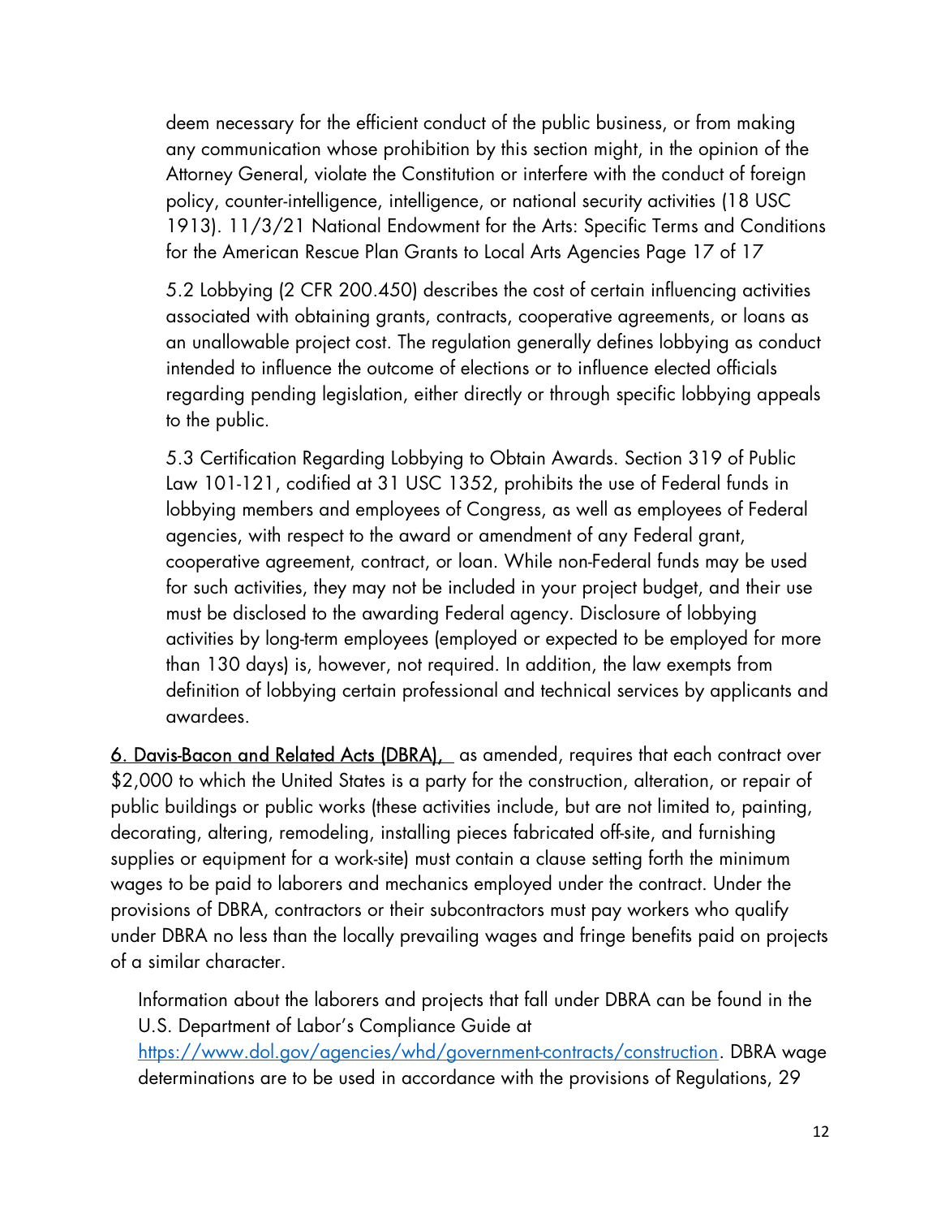deem necessary for the efficient conduct of the public business, or from making any communication whose prohibition by this section might, in the opinion of the Attorney General, violate the Constitution or interfere with the conduct of foreign policy, counter-intelligence, intelligence, or national security activities (18 USC 1913). 11/3/21 National Endowment for the Arts: Specific Terms and Conditions for the American Rescue Plan Grants to Local Arts Agencies Page 17 of 17

5.2 Lobbying (2 CFR 200.450) describes the cost of certain influencing activities associated with obtaining grants, contracts, cooperative agreements, or loans as an unallowable project cost. The regulation generally defines lobbying as conduct intended to influence the outcome of elections or to influence elected officials regarding pending legislation, either directly or through specific lobbying appeals to the public.

5.3 Certification Regarding Lobbying to Obtain Awards. Section 319 of Public Law 101-121, codified at 31 USC 1352, prohibits the use of Federal funds in lobbying members and employees of Congress, as well as employees of Federal agencies, with respect to the award or amendment of any Federal grant, cooperative agreement, contract, or loan. While non-Federal funds may be used for such activities, they may not be included in your project budget, and their use must be disclosed to the awarding Federal agency. Disclosure of lobbying activities by long-term employees (employed or expected to be employed for more than 130 days) is, however, not required. In addition, the law exempts from definition of lobbying certain professional and technical services by applicants and awardees.

<u>6. Davis-Bacon and Related Acts (DBRA),</u> as amended, requires that each contract over $2,000 to which the United States is a party for the construction, alteration, or repair of public buildings or public works (these activities include, but are not limited to, painting, decorating, altering, remodeling, installing pieces fabricated off-site, and furnishing supplies or equipment for a work-site) must contain a clause setting forth the minimum wages to be paid to laborers and mechanics employed under the contract. Under the provisions of DBRA, contractors or their subcontractors must pay workers who qualify under DBRA no less than the locally prevailing wages and fringe benefits paid on projects of a similar character.

Information about the laborers and projects that fall under DBRA can be found in the U.S. Department of Labor's Compliance Guide at https://www.dol.gov/agencies/whd/government-contracts/construction. DBRA wage determinations are to be used in accordance with the provisions of Regulations, 29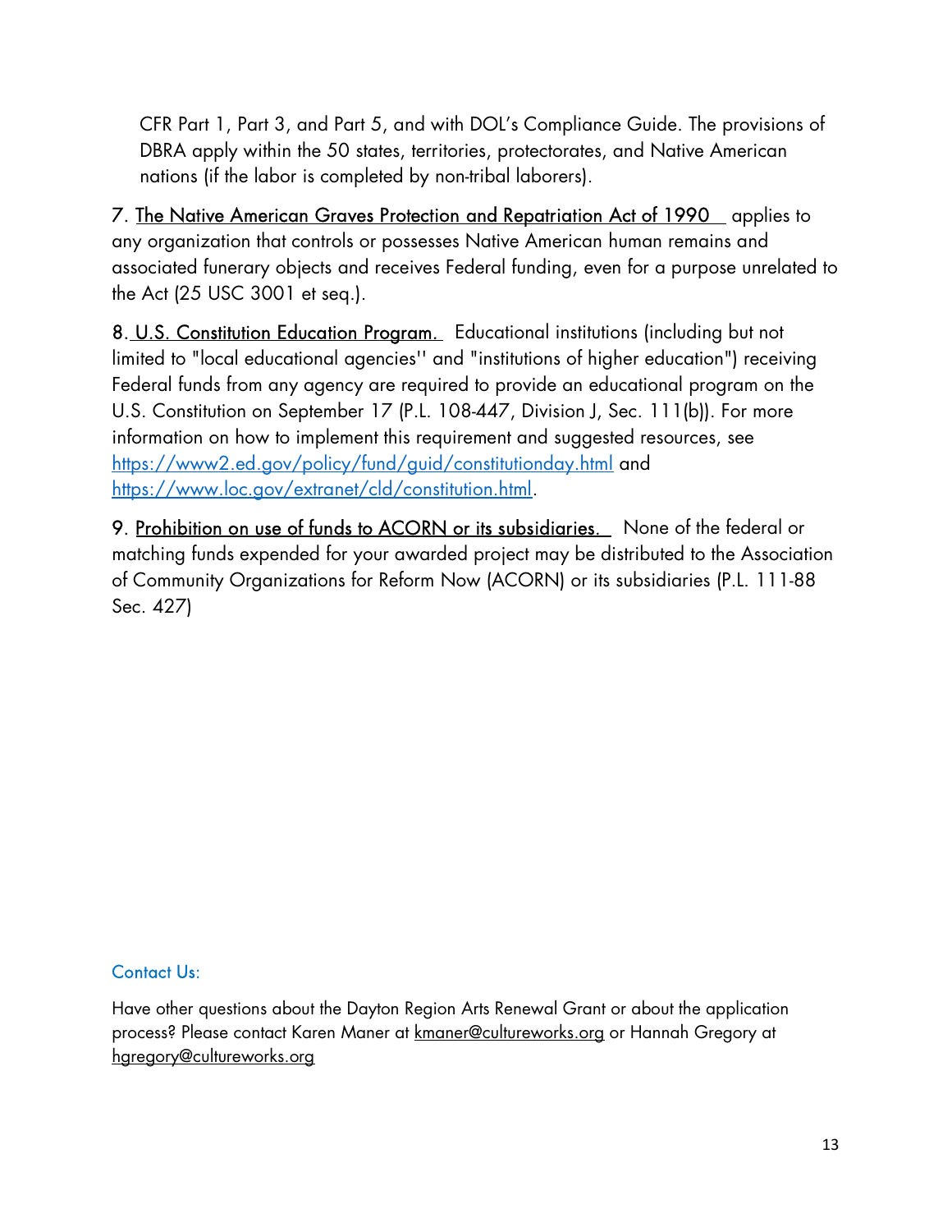CFR Part 1, Part 3, and Part 5, and with DOL's Compliance Guide. The provisions of DBRA apply within the 50 states, territories, protectorates, and Native American nations (if the labor is completed by non-tribal laborers).

7. The Native American Graves Protection and Repatriation Act of 1990 applies to any organization that controls or possesses Native American human remains and associated funerary objects and receives Federal funding, even for a purpose unrelated to the Act (25 USC 3001 et seq.).

8. U.S. Constitution Education Program. Educational institutions (including but not limited to "local educational agencies'' and "institutions of higher education") receiving Federal funds from any agency are required to provide an educational program on the U.S. Constitution on September 17 (P.L. 108-447, Division J, Sec. 111(b)). For more information on how to implement this requirement and suggested resources, see https://www2.ed.gov/policy/fund/guid/constitutionday.html and https://www.loc.gov/extranet/cld/constitution.html.

9. Prohibition on use of funds to ACORN or its subsidiaries. None of the federal or matching funds expended for your awarded project may be distributed to the Association of Community Organizations for Reform Now (ACORN) or its subsidiaries (P.L. 111-88 Sec. 427)

## Contact Us:

Have other questions about the Dayton Region Arts Renewal Grant or about the application process? Please contact Karen Maner at kmaner@cultureworks.org or Hannah Gregory at hgregory@cultureworks.org